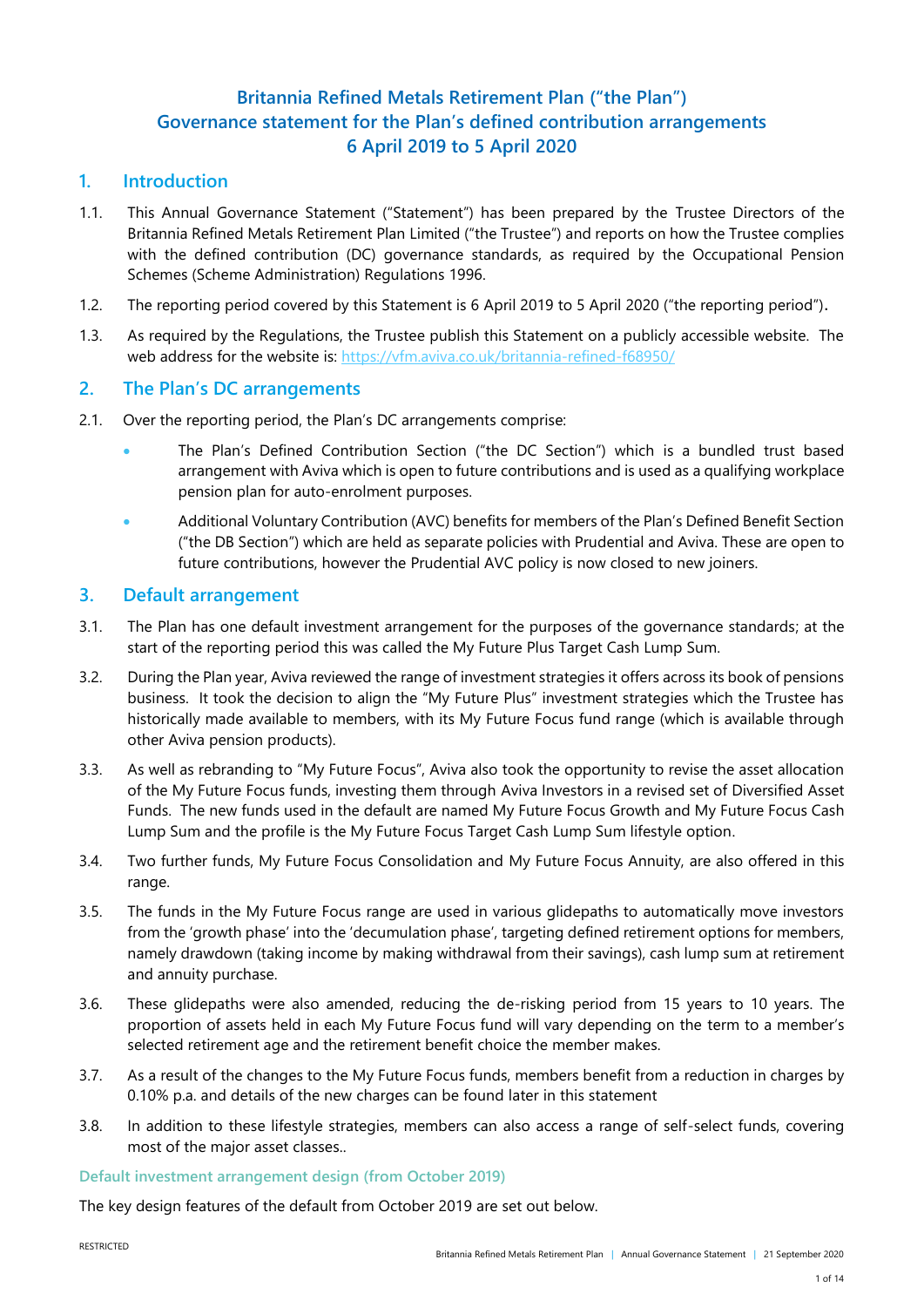# Britannia Refined Metals Retirement Plan ("the Plan")
# Governance statement for the Plan's defined contribution arrangements
# 6 April 2019 to 5 April 2020

## 1. Introduction

1.1. This Annual Governance Statement ("Statement") has been prepared by the Trustee Directors of the Britannia Refined Metals Retirement Plan Limited ("the Trustee") and reports on how the Trustee complies with the defined contribution (DC) governance standards, as required by the Occupational Pension Schemes (Scheme Administration) Regulations 1996.

1.2. The reporting period covered by this Statement is 6 April 2019 to 5 April 2020 ("the reporting period").

1.3. As required by the Regulations, the Trustee publish this Statement on a publicly accessible website. The web address for the website is: https://vfm.aviva.co.uk/britannia-refined-f68950/

## 2. The Plan's DC arrangements

2.1. Over the reporting period, the Plan's DC arrangements comprise:

- The Plan's Defined Contribution Section ("the DC Section") which is a bundled trust based arrangement with Aviva which is open to future contributions and is used as a qualifying workplace pension plan for auto-enrolment purposes.
- Additional Voluntary Contribution (AVC) benefits for members of the Plan's Defined Benefit Section ("the DB Section") which are held as separate policies with Prudential and Aviva. These are open to future contributions, however the Prudential AVC policy is now closed to new joiners.

## 3. Default arrangement

3.1. The Plan has one default investment arrangement for the purposes of the governance standards; at the start of the reporting period this was called the My Future Plus Target Cash Lump Sum.

3.2. During the Plan year, Aviva reviewed the range of investment strategies it offers across its book of pensions business. It took the decision to align the "My Future Plus" investment strategies which the Trustee has historically made available to members, with its My Future Focus fund range (which is available through other Aviva pension products).

3.3. As well as rebranding to "My Future Focus", Aviva also took the opportunity to revise the asset allocation of the My Future Focus funds, investing them through Aviva Investors in a revised set of Diversified Asset Funds. The new funds used in the default are named My Future Focus Growth and My Future Focus Cash Lump Sum and the profile is the My Future Focus Target Cash Lump Sum lifestyle option.

3.4. Two further funds, My Future Focus Consolidation and My Future Focus Annuity, are also offered in this range.

3.5. The funds in the My Future Focus range are used in various glidepaths to automatically move investors from the 'growth phase' into the 'decumulation phase', targeting defined retirement options for members, namely drawdown (taking income by making withdrawal from their savings), cash lump sum at retirement and annuity purchase.

3.6. These glidepaths were also amended, reducing the de-risking period from 15 years to 10 years. The proportion of assets held in each My Future Focus fund will vary depending on the term to a member's selected retirement age and the retirement benefit choice the member makes.

3.7. As a result of the changes to the My Future Focus funds, members benefit from a reduction in charges by 0.10% p.a. and details of the new charges can be found later in this statement

3.8. In addition to these lifestyle strategies, members can also access a range of self-select funds, covering most of the major asset classes..

### Default investment arrangement design (from October 2019)

The key design features of the default from October 2019 are set out below.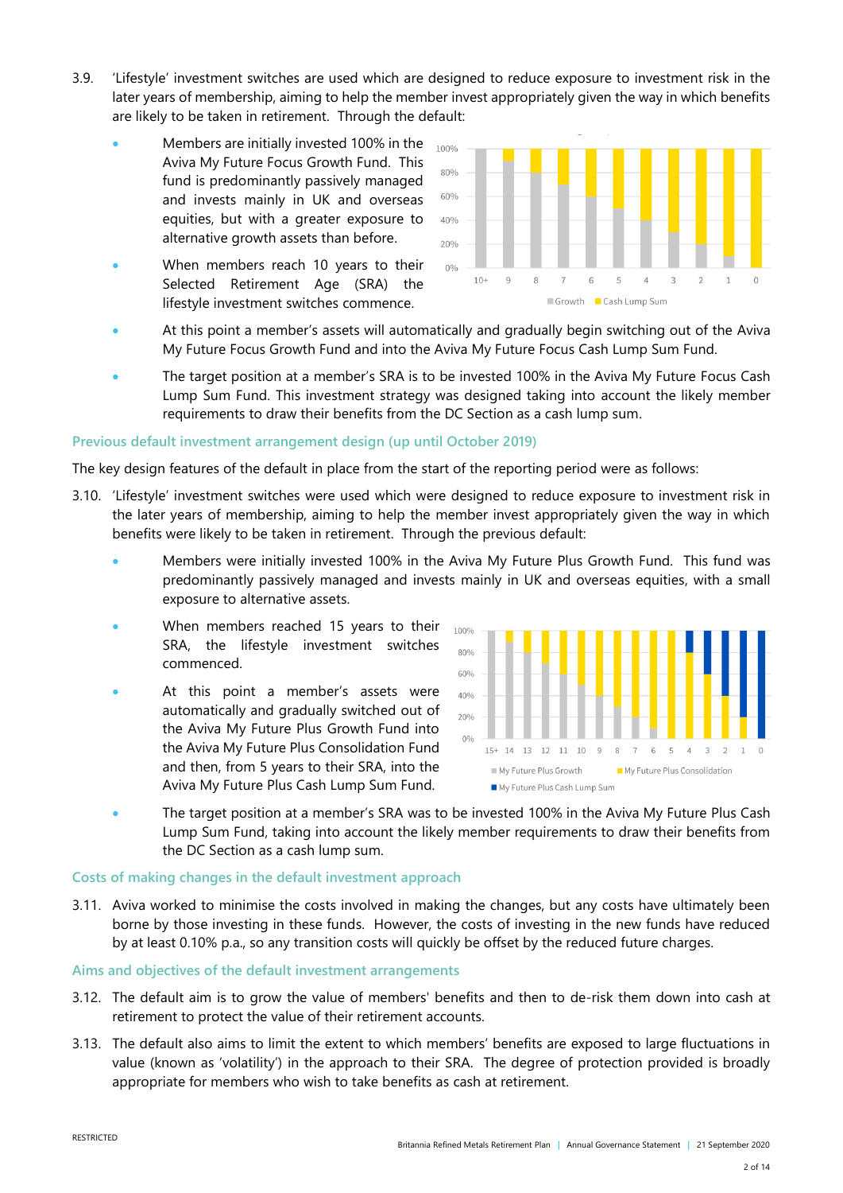3.9. 'Lifestyle' investment switches are used which are designed to reduce exposure to investment risk in the later years of membership, aiming to help the member invest appropriately given the way in which benefits are likely to be taken in retirement. Through the default:

- Members are initially invested 100% in the Aviva My Future Focus Growth Fund. This fund is predominantly passively managed and invests mainly in UK and overseas equities, but with a greater exposure to alternative growth assets than before.
- When members reach 10 years to their Selected Retirement Age (SRA) the lifestyle investment switches commence.
- At this point a member's assets will automatically and gradually begin switching out of the Aviva My Future Focus Growth Fund and into the Aviva My Future Focus Cash Lump Sum Fund.
- The target position at a member's SRA is to be invested 100% in the Aviva My Future Focus Cash Lump Sum Fund. This investment strategy was designed taking into account the likely member requirements to draw their benefits from the DC Section as a cash lump sum.

### Previous default investment arrangement design (up until October 2019)

The key design features of the default in place from the start of the reporting period were as follows:

3.10. 'Lifestyle' investment switches were used which were designed to reduce exposure to investment risk in the later years of membership, aiming to help the member invest appropriately given the way in which benefits were likely to be taken in retirement. Through the previous default:

- Members were initially invested 100% in the Aviva My Future Plus Growth Fund. This fund was predominantly passively managed and invests mainly in UK and overseas equities, with a small exposure to alternative assets.
- When members reached 15 years to their SRA, the lifestyle investment switches commenced.
- At this point a member's assets were automatically and gradually switched out of the Aviva My Future Plus Growth Fund into the Aviva My Future Plus Consolidation Fund and then, from 5 years to their SRA, into the Aviva My Future Plus Cash Lump Sum Fund.
- The target position at a member's SRA was to be invested 100% in the Aviva My Future Plus Cash Lump Sum Fund, taking into account the likely member requirements to draw their benefits from the DC Section as a cash lump sum.

### Costs of making changes in the default investment approach

3.11. Aviva worked to minimise the costs involved in making the changes, but any costs have ultimately been borne by those investing in these funds. However, the costs of investing in the new funds have reduced by at least 0.10% p.a., so any transition costs will quickly be offset by the reduced future charges.

### Aims and objectives of the default investment arrangements

3.12. The default aim is to grow the value of members' benefits and then to de-risk them down into cash at retirement to protect the value of their retirement accounts.

3.13. The default also aims to limit the extent to which members' benefits are exposed to large fluctuations in value (known as 'volatility') in the approach to their SRA. The degree of protection provided is broadly appropriate for members who wish to take benefits as cash at retirement.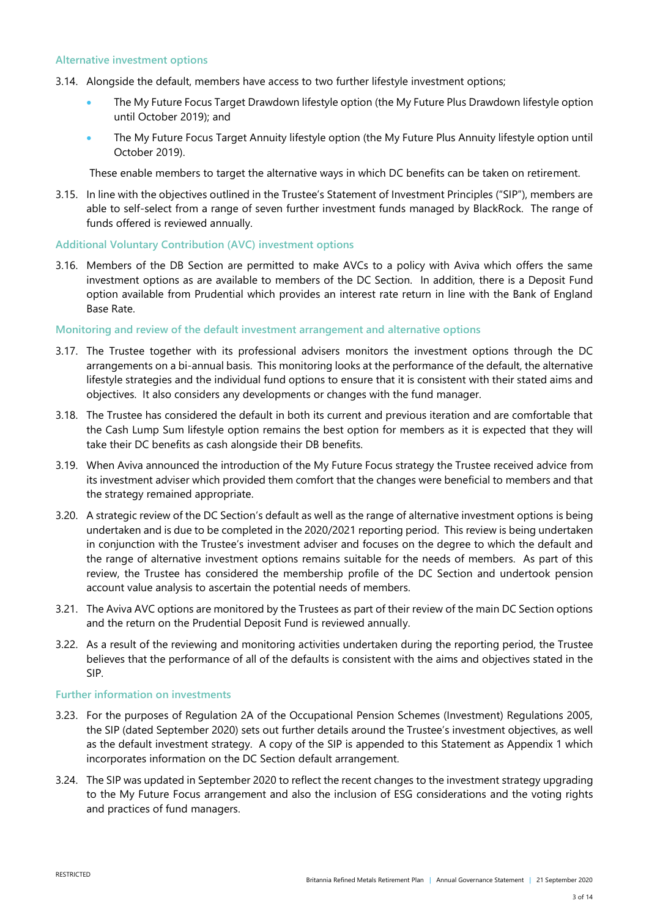### Alternative investment options

3.14. Alongside the default, members have access to two further lifestyle investment options;

- The My Future Focus Target Drawdown lifestyle option (the My Future Plus Drawdown lifestyle option until October 2019); and
- The My Future Focus Target Annuity lifestyle option (the My Future Plus Annuity lifestyle option until October 2019).

These enable members to target the alternative ways in which DC benefits can be taken on retirement.

3.15. In line with the objectives outlined in the Trustee's Statement of Investment Principles ("SIP"), members are able to self-select from a range of seven further investment funds managed by BlackRock. The range of funds offered is reviewed annually.

### Additional Voluntary Contribution (AVC) investment options

3.16. Members of the DB Section are permitted to make AVCs to a policy with Aviva which offers the same investment options as are available to members of the DC Section. In addition, there is a Deposit Fund option available from Prudential which provides an interest rate return in line with the Bank of England Base Rate.

### Monitoring and review of the default investment arrangement and alternative options

3.17. The Trustee together with its professional advisers monitors the investment options through the DC arrangements on a bi-annual basis. This monitoring looks at the performance of the default, the alternative lifestyle strategies and the individual fund options to ensure that it is consistent with their stated aims and objectives. It also considers any developments or changes with the fund manager.

3.18. The Trustee has considered the default in both its current and previous iteration and are comfortable that the Cash Lump Sum lifestyle option remains the best option for members as it is expected that they will take their DC benefits as cash alongside their DB benefits.

3.19. When Aviva announced the introduction of the My Future Focus strategy the Trustee received advice from its investment adviser which provided them comfort that the changes were beneficial to members and that the strategy remained appropriate.

3.20. A strategic review of the DC Section's default as well as the range of alternative investment options is being undertaken and is due to be completed in the 2020/2021 reporting period. This review is being undertaken in conjunction with the Trustee's investment adviser and focuses on the degree to which the default and the range of alternative investment options remains suitable for the needs of members. As part of this review, the Trustee has considered the membership profile of the DC Section and undertook pension account value analysis to ascertain the potential needs of members.

3.21. The Aviva AVC options are monitored by the Trustees as part of their review of the main DC Section options and the return on the Prudential Deposit Fund is reviewed annually.

3.22. As a result of the reviewing and monitoring activities undertaken during the reporting period, the Trustee believes that the performance of all of the defaults is consistent with the aims and objectives stated in the SIP.

### Further information on investments

3.23. For the purposes of Regulation 2A of the Occupational Pension Schemes (Investment) Regulations 2005, the SIP (dated September 2020) sets out further details around the Trustee's investment objectives, as well as the default investment strategy. A copy of the SIP is appended to this Statement as Appendix 1 which incorporates information on the DC Section default arrangement.

3.24. The SIP was updated in September 2020 to reflect the recent changes to the investment strategy upgrading to the My Future Focus arrangement and also the inclusion of ESG considerations and the voting rights and practices of fund managers.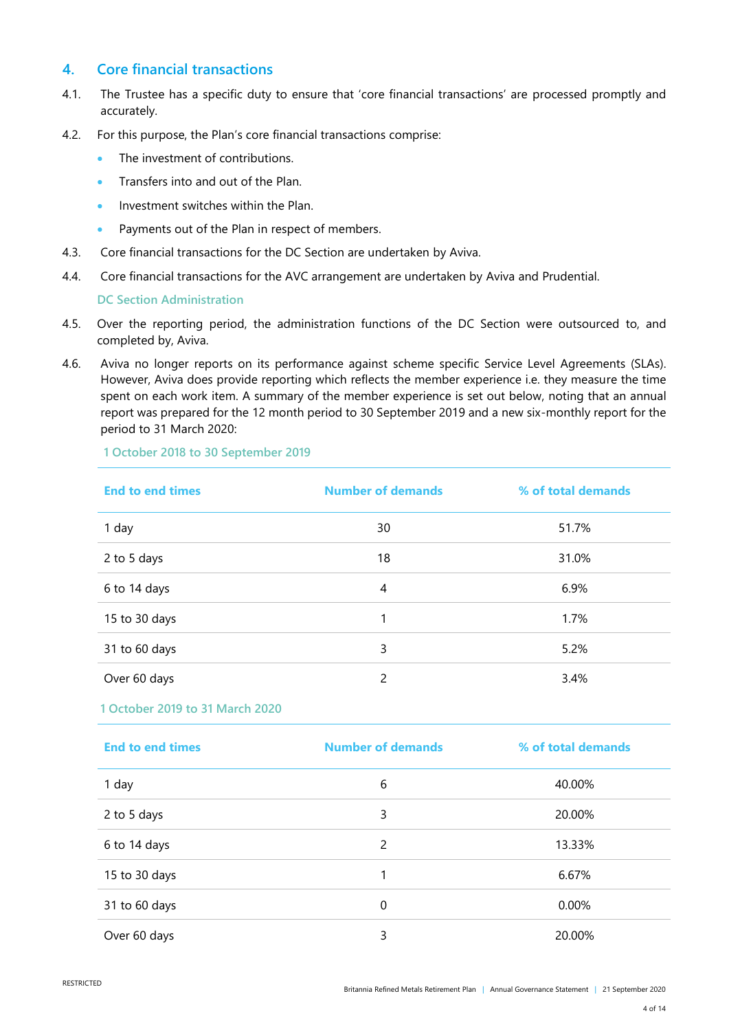## 4. Core financial transactions

4.1. The Trustee has a specific duty to ensure that 'core financial transactions' are processed promptly and accurately.

4.2. For this purpose, the Plan's core financial transactions comprise:

- The investment of contributions.
- Transfers into and out of the Plan.
- Investment switches within the Plan.
- Payments out of the Plan in respect of members.

4.3. Core financial transactions for the DC Section are undertaken by Aviva.

4.4. Core financial transactions for the AVC arrangement are undertaken by Aviva and Prudential.

### DC Section Administration

4.5. Over the reporting period, the administration functions of the DC Section were outsourced to, and completed by, Aviva.

4.6. Aviva no longer reports on its performance against scheme specific Service Level Agreements (SLAs). However, Aviva does provide reporting which reflects the member experience i.e. they measure the time spent on each work item. A summary of the member experience is set out below, noting that an annual report was prepared for the 12 month period to 30 September 2019 and a new six-monthly report for the period to 31 March 2020:

**1 October 2018 to 30 September 2019**

| End to end times | Number of demands | % of total demands |
|---|---|---|
| 1 day | 30 | 51.7% |
| 2 to 5 days | 18 | 31.0% |
| 6 to 14 days | 4 | 6.9% |
| 15 to 30 days | 1 | 1.7% |
| 31 to 60 days | 3 | 5.2% |
| Over 60 days | 2 | 3.4% |

**1 October 2019 to 31 March 2020**

| End to end times | Number of demands | % of total demands |
|---|---|---|
| 1 day | 6 | 40.00% |
| 2 to 5 days | 3 | 20.00% |
| 6 to 14 days | 2 | 13.33% |
| 15 to 30 days | 1 | 6.67% |
| 31 to 60 days | 0 | 0.00% |
| Over 60 days | 3 | 20.00% |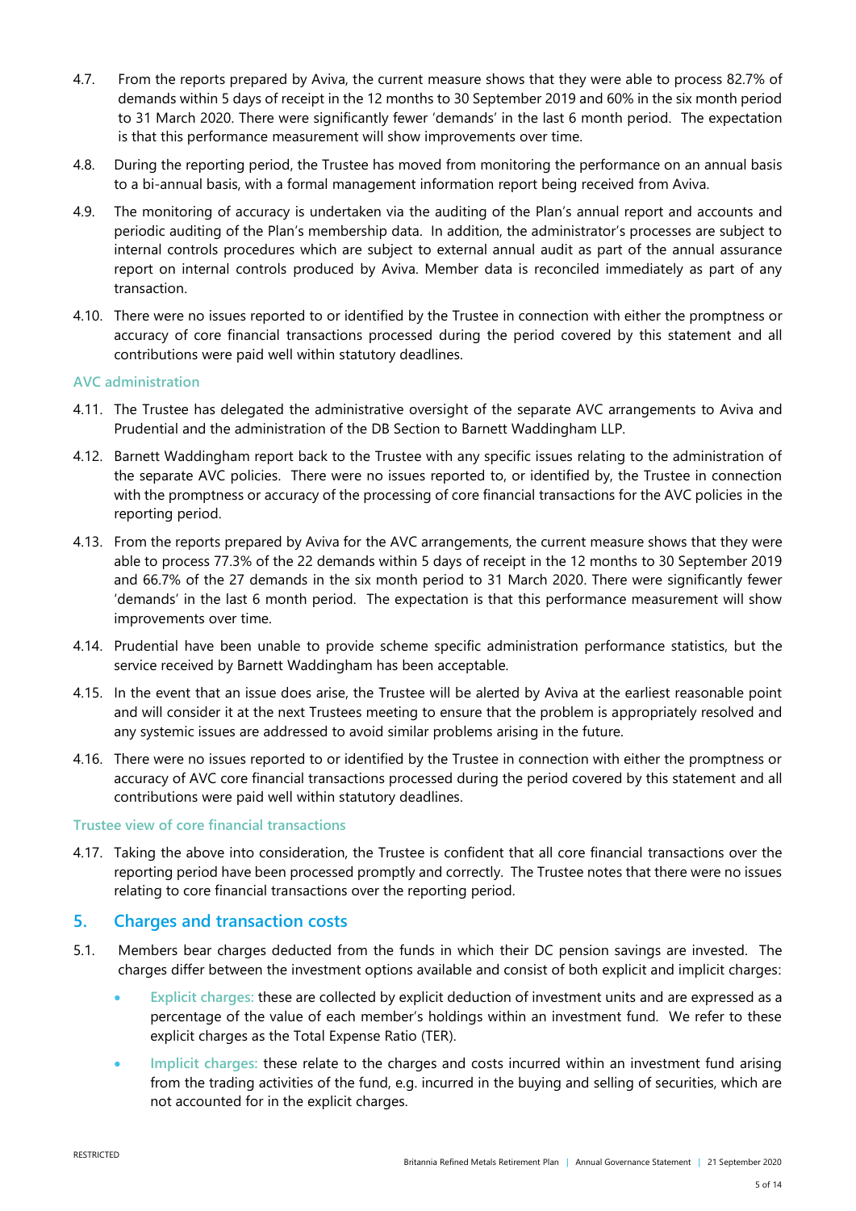4.7. From the reports prepared by Aviva, the current measure shows that they were able to process 82.7% of demands within 5 days of receipt in the 12 months to 30 September 2019 and 60% in the six month period to 31 March 2020. There were significantly fewer 'demands' in the last 6 month period. The expectation is that this performance measurement will show improvements over time.

4.8. During the reporting period, the Trustee has moved from monitoring the performance on an annual basis to a bi-annual basis, with a formal management information report being received from Aviva.

4.9. The monitoring of accuracy is undertaken via the auditing of the Plan's annual report and accounts and periodic auditing of the Plan's membership data. In addition, the administrator's processes are subject to internal controls procedures which are subject to external annual audit as part of the annual assurance report on internal controls produced by Aviva. Member data is reconciled immediately as part of any transaction.

4.10. There were no issues reported to or identified by the Trustee in connection with either the promptness or accuracy of core financial transactions processed during the period covered by this statement and all contributions were paid well within statutory deadlines.

### AVC administration

4.11. The Trustee has delegated the administrative oversight of the separate AVC arrangements to Aviva and Prudential and the administration of the DB Section to Barnett Waddingham LLP.

4.12. Barnett Waddingham report back to the Trustee with any specific issues relating to the administration of the separate AVC policies. There were no issues reported to, or identified by, the Trustee in connection with the promptness or accuracy of the processing of core financial transactions for the AVC policies in the reporting period.

4.13. From the reports prepared by Aviva for the AVC arrangements, the current measure shows that they were able to process 77.3% of the 22 demands within 5 days of receipt in the 12 months to 30 September 2019 and 66.7% of the 27 demands in the six month period to 31 March 2020. There were significantly fewer 'demands' in the last 6 month period. The expectation is that this performance measurement will show improvements over time.

4.14. Prudential have been unable to provide scheme specific administration performance statistics, but the service received by Barnett Waddingham has been acceptable.

4.15. In the event that an issue does arise, the Trustee will be alerted by Aviva at the earliest reasonable point and will consider it at the next Trustees meeting to ensure that the problem is appropriately resolved and any systemic issues are addressed to avoid similar problems arising in the future.

4.16. There were no issues reported to or identified by the Trustee in connection with either the promptness or accuracy of AVC core financial transactions processed during the period covered by this statement and all contributions were paid well within statutory deadlines.

### Trustee view of core financial transactions

4.17. Taking the above into consideration, the Trustee is confident that all core financial transactions over the reporting period have been processed promptly and correctly. The Trustee notes that there were no issues relating to core financial transactions over the reporting period.

## 5. Charges and transaction costs

5.1. Members bear charges deducted from the funds in which their DC pension savings are invested. The charges differ between the investment options available and consist of both explicit and implicit charges:

- **Explicit charges:** these are collected by explicit deduction of investment units and are expressed as a percentage of the value of each member's holdings within an investment fund. We refer to these explicit charges as the Total Expense Ratio (TER).
- **Implicit charges:** these relate to the charges and costs incurred within an investment fund arising from the trading activities of the fund, e.g. incurred in the buying and selling of securities, which are not accounted for in the explicit charges.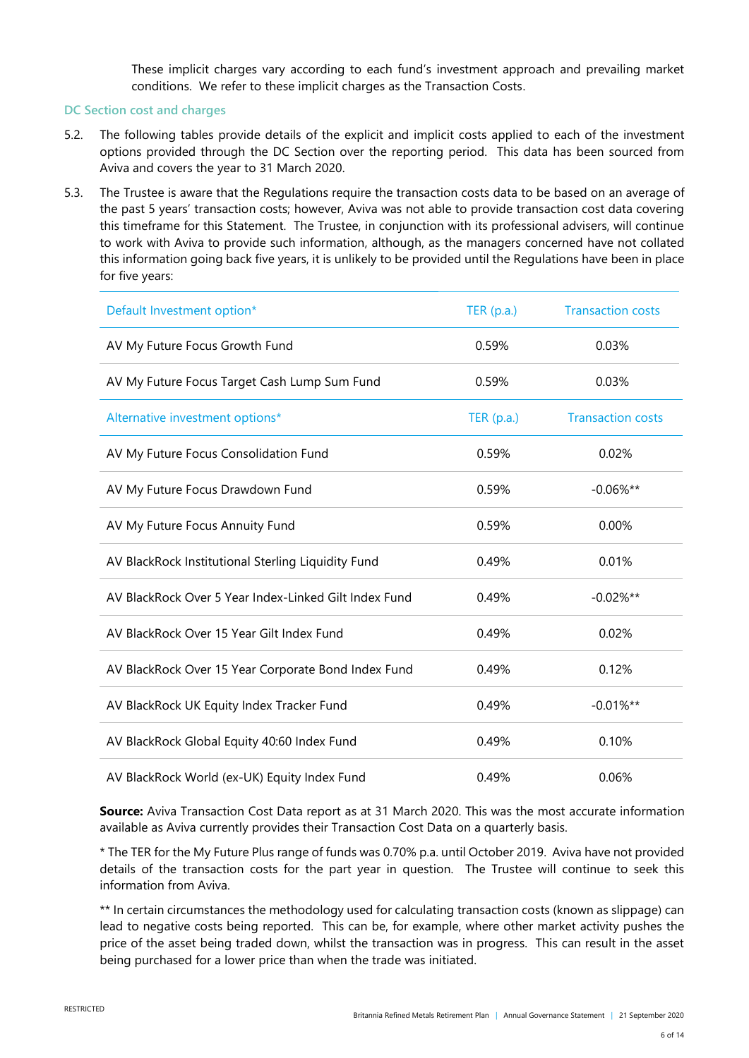These implicit charges vary according to each fund's investment approach and prevailing market conditions. We refer to these implicit charges as the Transaction Costs.

### DC Section cost and charges

5.2. The following tables provide details of the explicit and implicit costs applied to each of the investment options provided through the DC Section over the reporting period. This data has been sourced from Aviva and covers the year to 31 March 2020.

5.3. The Trustee is aware that the Regulations require the transaction costs data to be based on an average of the past 5 years' transaction costs; however, Aviva was not able to provide transaction cost data covering this timeframe for this Statement. The Trustee, in conjunction with its professional advisers, will continue to work with Aviva to provide such information, although, as the managers concerned have not collated this information going back five years, it is unlikely to be provided until the Regulations have been in place for five years:

| Default Investment option* | TER (p.a.) | Transaction costs |
|---|---|---|
| AV My Future Focus Growth Fund | 0.59% | 0.03% |
| AV My Future Focus Target Cash Lump Sum Fund | 0.59% | 0.03% |
| **Alternative investment options*** | **TER (p.a.)** | **Transaction costs** |
| AV My Future Focus Consolidation Fund | 0.59% | 0.02% |
| AV My Future Focus Drawdown Fund | 0.59% | -0.06%** |
| AV My Future Focus Annuity Fund | 0.59% | 0.00% |
| AV BlackRock Institutional Sterling Liquidity Fund | 0.49% | 0.01% |
| AV BlackRock Over 5 Year Index-Linked Gilt Index Fund | 0.49% | -0.02%** |
| AV BlackRock Over 15 Year Gilt Index Fund | 0.49% | 0.02% |
| AV BlackRock Over 15 Year Corporate Bond Index Fund | 0.49% | 0.12% |
| AV BlackRock UK Equity Index Tracker Fund | 0.49% | -0.01%** |
| AV BlackRock Global Equity 40:60 Index Fund | 0.49% | 0.10% |
| AV BlackRock World (ex-UK) Equity Index Fund | 0.49% | 0.06% |

**Source:** Aviva Transaction Cost Data report as at 31 March 2020. This was the most accurate information available as Aviva currently provides their Transaction Cost Data on a quarterly basis.

* The TER for the My Future Plus range of funds was 0.70% p.a. until October 2019. Aviva have not provided details of the transaction costs for the part year in question. The Trustee will continue to seek this information from Aviva.

** In certain circumstances the methodology used for calculating transaction costs (known as slippage) can lead to negative costs being reported. This can be, for example, where other market activity pushes the price of the asset being traded down, whilst the transaction was in progress. This can result in the asset being purchased for a lower price than when the trade was initiated.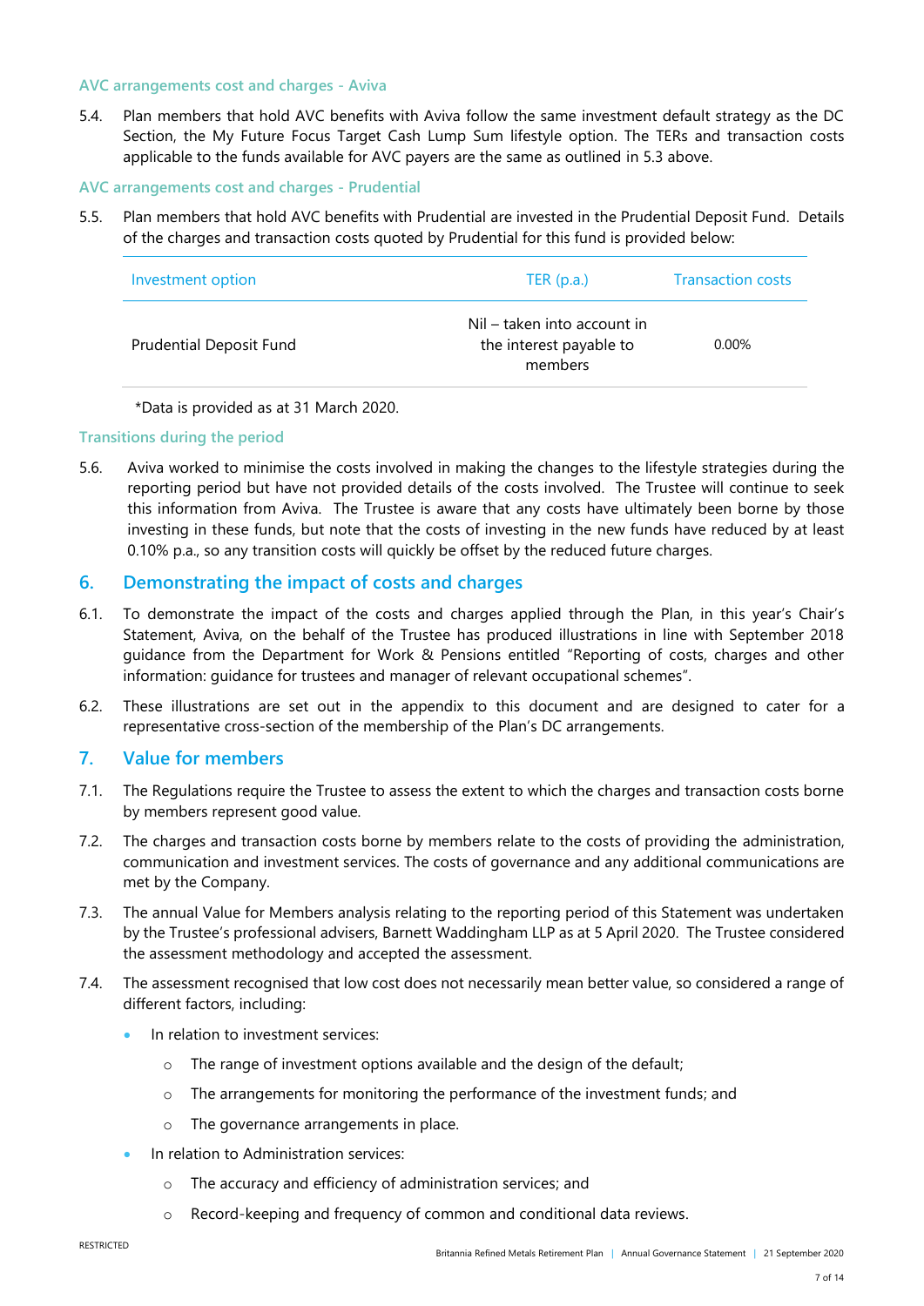### AVC arrangements cost and charges - Aviva

5.4. Plan members that hold AVC benefits with Aviva follow the same investment default strategy as the DC Section, the My Future Focus Target Cash Lump Sum lifestyle option. The TERs and transaction costs applicable to the funds available for AVC payers are the same as outlined in 5.3 above.

### AVC arrangements cost and charges - Prudential

5.5. Plan members that hold AVC benefits with Prudential are invested in the Prudential Deposit Fund. Details of the charges and transaction costs quoted by Prudential for this fund is provided below:

| Investment option | TER (p.a.) | Transaction costs |
|---|---|---|
| Prudential Deposit Fund | Nil – taken into account in the interest payable to members | 0.00% |

*Data is provided as at 31 March 2020.

### Transitions during the period

5.6. Aviva worked to minimise the costs involved in making the changes to the lifestyle strategies during the reporting period but have not provided details of the costs involved. The Trustee will continue to seek this information from Aviva. The Trustee is aware that any costs have ultimately been borne by those investing in these funds, but note that the costs of investing in the new funds have reduced by at least 0.10% p.a., so any transition costs will quickly be offset by the reduced future charges.

## 6. Demonstrating the impact of costs and charges

6.1. To demonstrate the impact of the costs and charges applied through the Plan, in this year's Chair's Statement, Aviva, on the behalf of the Trustee has produced illustrations in line with September 2018 guidance from the Department for Work & Pensions entitled "Reporting of costs, charges and other information: guidance for trustees and manager of relevant occupational schemes".

6.2. These illustrations are set out in the appendix to this document and are designed to cater for a representative cross-section of the membership of the Plan's DC arrangements.

## 7. Value for members

7.1. The Regulations require the Trustee to assess the extent to which the charges and transaction costs borne by members represent good value.

7.2. The charges and transaction costs borne by members relate to the costs of providing the administration, communication and investment services. The costs of governance and any additional communications are met by the Company.

7.3. The annual Value for Members analysis relating to the reporting period of this Statement was undertaken by the Trustee's professional advisers, Barnett Waddingham LLP as at 5 April 2020. The Trustee considered the assessment methodology and accepted the assessment.

7.4. The assessment recognised that low cost does not necessarily mean better value, so considered a range of different factors, including:

- In relation to investment services:
  - The range of investment options available and the design of the default;
  - The arrangements for monitoring the performance of the investment funds; and
  - The governance arrangements in place.
- In relation to Administration services:
  - The accuracy and efficiency of administration services; and
  - Record-keeping and frequency of common and conditional data reviews.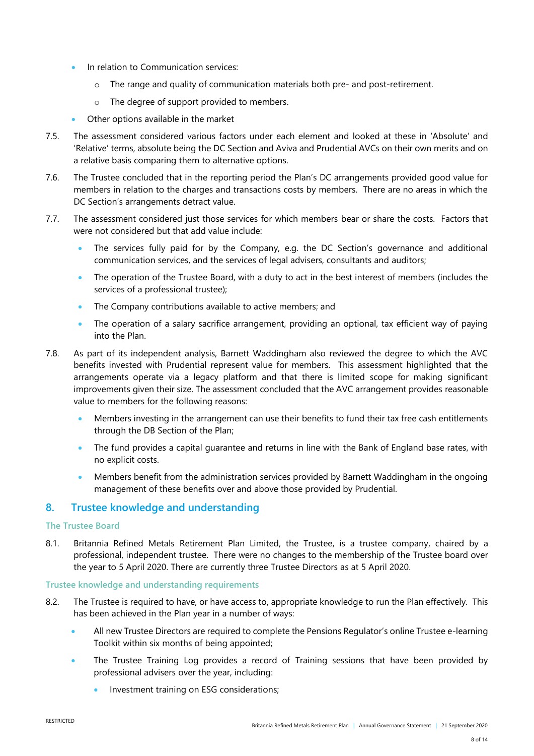- In relation to Communication services:
    - The range and quality of communication materials both pre- and post-retirement.
    - The degree of support provided to members.
- Other options available in the market

7.5. The assessment considered various factors under each element and looked at these in 'Absolute' and 'Relative' terms, absolute being the DC Section and Aviva and Prudential AVCs on their own merits and on a relative basis comparing them to alternative options.

7.6. The Trustee concluded that in the reporting period the Plan's DC arrangements provided good value for members in relation to the charges and transactions costs by members. There are no areas in which the DC Section's arrangements detract value.

7.7. The assessment considered just those services for which members bear or share the costs. Factors that were not considered but that add value include:

- The services fully paid for by the Company, e.g. the DC Section's governance and additional communication services, and the services of legal advisers, consultants and auditors;
- The operation of the Trustee Board, with a duty to act in the best interest of members (includes the services of a professional trustee);
- The Company contributions available to active members; and
- The operation of a salary sacrifice arrangement, providing an optional, tax efficient way of paying into the Plan.

7.8. As part of its independent analysis, Barnett Waddingham also reviewed the degree to which the AVC benefits invested with Prudential represent value for members. This assessment highlighted that the arrangements operate via a legacy platform and that there is limited scope for making significant improvements given their size. The assessment concluded that the AVC arrangement provides reasonable value to members for the following reasons:

- Members investing in the arrangement can use their benefits to fund their tax free cash entitlements through the DB Section of the Plan;
- The fund provides a capital guarantee and returns in line with the Bank of England base rates, with no explicit costs.
- Members benefit from the administration services provided by Barnett Waddingham in the ongoing management of these benefits over and above those provided by Prudential.

## 8. Trustee knowledge and understanding

### The Trustee Board

8.1. Britannia Refined Metals Retirement Plan Limited, the Trustee, is a trustee company, chaired by a professional, independent trustee. There were no changes to the membership of the Trustee board over the year to 5 April 2020. There are currently three Trustee Directors as at 5 April 2020.

### Trustee knowledge and understanding requirements

8.2. The Trustee is required to have, or have access to, appropriate knowledge to run the Plan effectively. This has been achieved in the Plan year in a number of ways:

- All new Trustee Directors are required to complete the Pensions Regulator's online Trustee e-learning Toolkit within six months of being appointed;
- The Trustee Training Log provides a record of Training sessions that have been provided by professional advisers over the year, including:
    - Investment training on ESG considerations;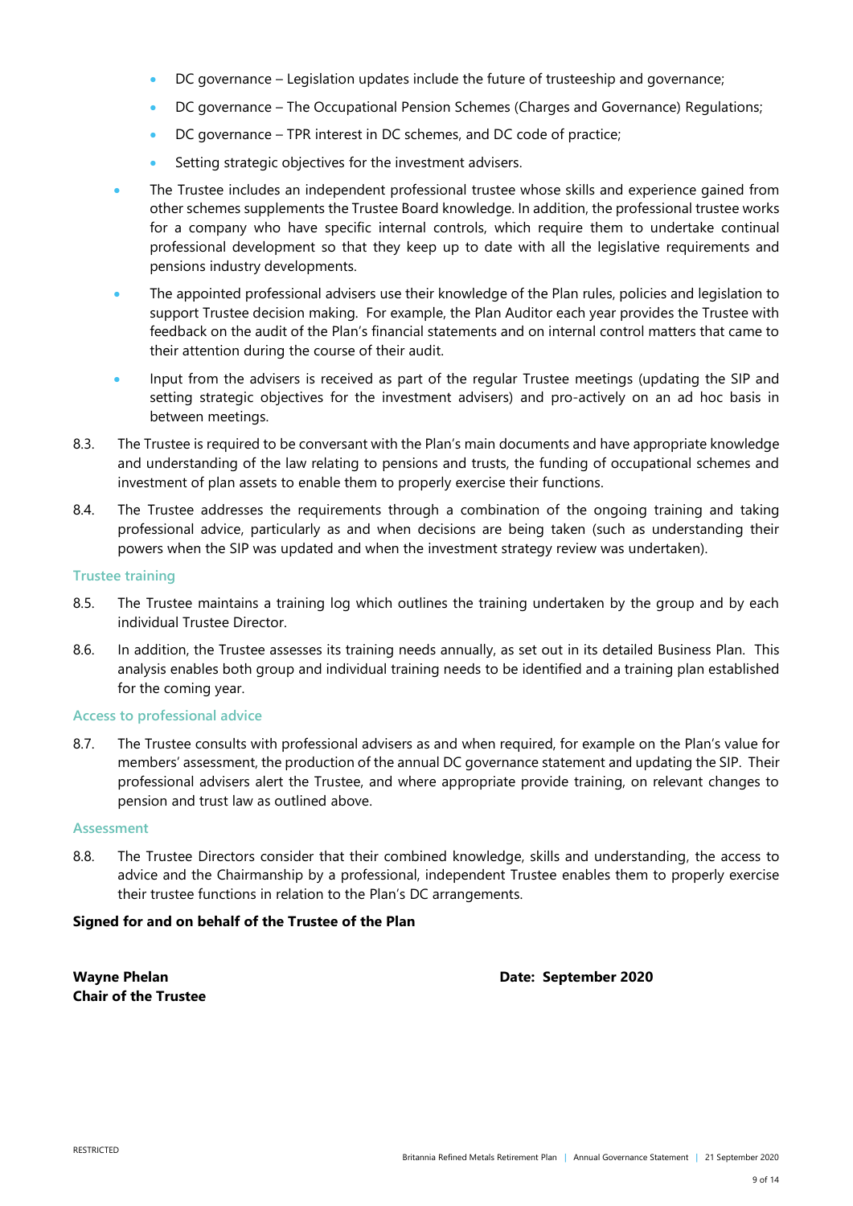- DC governance – Legislation updates include the future of trusteeship and governance;
  - DC governance – The Occupational Pension Schemes (Charges and Governance) Regulations;
  - DC governance – TPR interest in DC schemes, and DC code of practice;
  - Setting strategic objectives for the investment advisers.
- The Trustee includes an independent professional trustee whose skills and experience gained from other schemes supplements the Trustee Board knowledge. In addition, the professional trustee works for a company who have specific internal controls, which require them to undertake continual professional development so that they keep up to date with all the legislative requirements and pensions industry developments.
- The appointed professional advisers use their knowledge of the Plan rules, policies and legislation to support Trustee decision making. For example, the Plan Auditor each year provides the Trustee with feedback on the audit of the Plan's financial statements and on internal control matters that came to their attention during the course of their audit.
- Input from the advisers is received as part of the regular Trustee meetings (updating the SIP and setting strategic objectives for the investment advisers) and pro-actively on an ad hoc basis in between meetings.

8.3. The Trustee is required to be conversant with the Plan's main documents and have appropriate knowledge and understanding of the law relating to pensions and trusts, the funding of occupational schemes and investment of plan assets to enable them to properly exercise their functions.

8.4. The Trustee addresses the requirements through a combination of the ongoing training and taking professional advice, particularly as and when decisions are being taken (such as understanding their powers when the SIP was updated and when the investment strategy review was undertaken).

### Trustee training

8.5. The Trustee maintains a training log which outlines the training undertaken by the group and by each individual Trustee Director.

8.6. In addition, the Trustee assesses its training needs annually, as set out in its detailed Business Plan. This analysis enables both group and individual training needs to be identified and a training plan established for the coming year.

### Access to professional advice

8.7. The Trustee consults with professional advisers as and when required, for example on the Plan's value for members' assessment, the production of the annual DC governance statement and updating the SIP. Their professional advisers alert the Trustee, and where appropriate provide training, on relevant changes to pension and trust law as outlined above.

### Assessment

8.8. The Trustee Directors consider that their combined knowledge, skills and understanding, the access to advice and the Chairmanship by a professional, independent Trustee enables them to properly exercise their trustee functions in relation to the Plan's DC arrangements.

**Signed for and on behalf of the Trustee of the Plan**

**Wayne Phelan**
**Chair of the Trustee**

**Date: September 2020**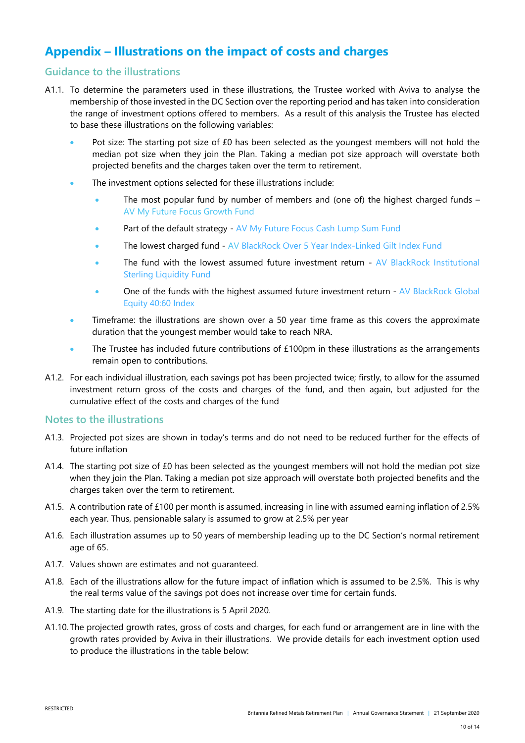## Appendix – Illustrations on the impact of costs and charges

### Guidance to the illustrations

A1.1. To determine the parameters used in these illustrations, the Trustee worked with Aviva to analyse the membership of those invested in the DC Section over the reporting period and has taken into consideration the range of investment options offered to members. As a result of this analysis the Trustee has elected to base these illustrations on the following variables:

- Pot size: The starting pot size of £0 has been selected as the youngest members will not hold the median pot size when they join the Plan. Taking a median pot size approach will overstate both projected benefits and the charges taken over the term to retirement.
- The investment options selected for these illustrations include:
  - The most popular fund by number of members and (one of) the highest charged funds – AV My Future Focus Growth Fund
  - Part of the default strategy - AV My Future Focus Cash Lump Sum Fund
  - The lowest charged fund - AV BlackRock Over 5 Year Index-Linked Gilt Index Fund
  - The fund with the lowest assumed future investment return - AV BlackRock Institutional Sterling Liquidity Fund
  - One of the funds with the highest assumed future investment return - AV BlackRock Global Equity 40:60 Index
- Timeframe: the illustrations are shown over a 50 year time frame as this covers the approximate duration that the youngest member would take to reach NRA.
- The Trustee has included future contributions of £100pm in these illustrations as the arrangements remain open to contributions.

A1.2. For each individual illustration, each savings pot has been projected twice; firstly, to allow for the assumed investment return gross of the costs and charges of the fund, and then again, but adjusted for the cumulative effect of the costs and charges of the fund

### Notes to the illustrations

A1.3. Projected pot sizes are shown in today's terms and do not need to be reduced further for the effects of future inflation

A1.4. The starting pot size of £0 has been selected as the youngest members will not hold the median pot size when they join the Plan. Taking a median pot size approach will overstate both projected benefits and the charges taken over the term to retirement.

A1.5. A contribution rate of £100 per month is assumed, increasing in line with assumed earning inflation of 2.5% each year. Thus, pensionable salary is assumed to grow at 2.5% per year

A1.6. Each illustration assumes up to 50 years of membership leading up to the DC Section's normal retirement age of 65.

A1.7. Values shown are estimates and not guaranteed.

A1.8. Each of the illustrations allow for the future impact of inflation which is assumed to be 2.5%. This is why the real terms value of the savings pot does not increase over time for certain funds.

A1.9. The starting date for the illustrations is 5 April 2020.

A1.10. The projected growth rates, gross of costs and charges, for each fund or arrangement are in line with the growth rates provided by Aviva in their illustrations. We provide details for each investment option used to produce the illustrations in the table below: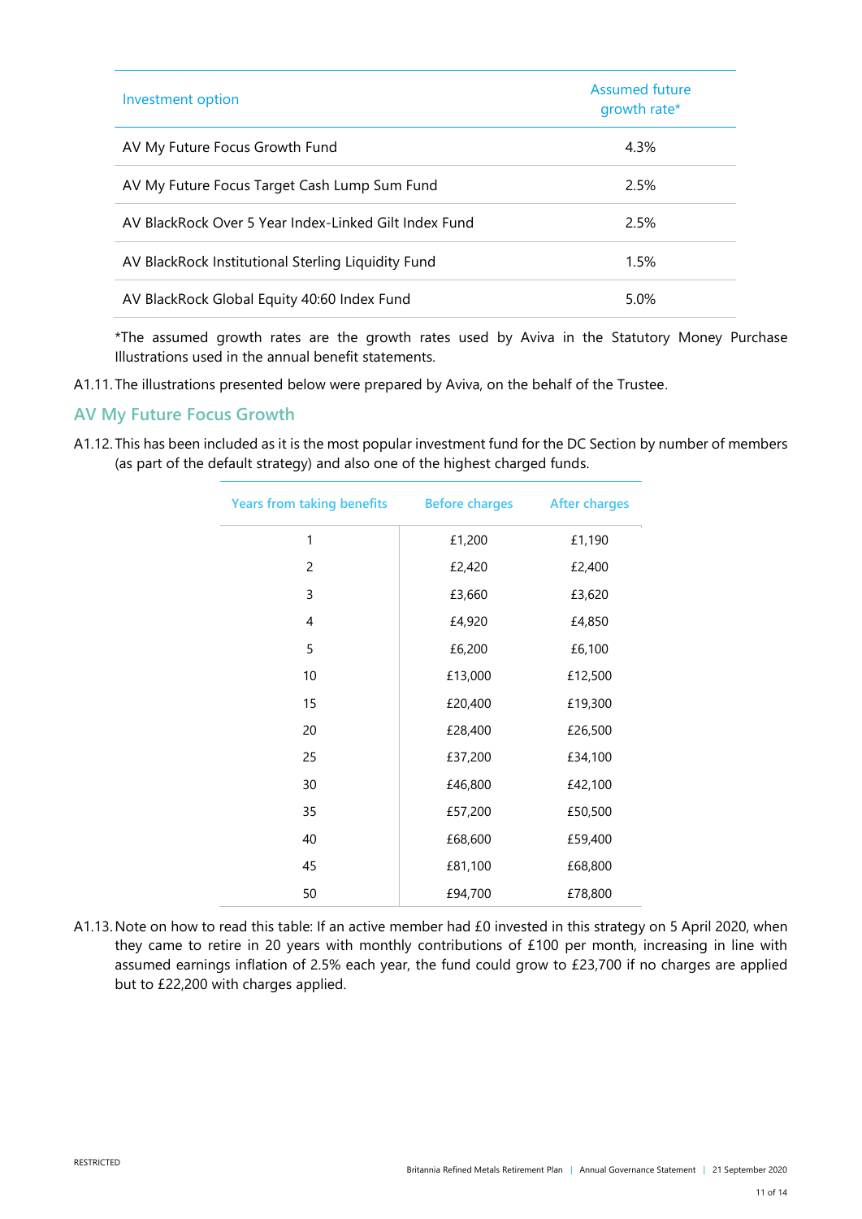| Investment option | Assumed future growth rate* |
|---|---|
| AV My Future Focus Growth Fund | 4.3% |
| AV My Future Focus Target Cash Lump Sum Fund | 2.5% |
| AV BlackRock Over 5 Year Index-Linked Gilt Index Fund | 2.5% |
| AV BlackRock Institutional Sterling Liquidity Fund | 1.5% |
| AV BlackRock Global Equity 40:60 Index Fund | 5.0% |

*The assumed growth rates are the growth rates used by Aviva in the Statutory Money Purchase Illustrations used in the annual benefit statements.

A1.11. The illustrations presented below were prepared by Aviva, on the behalf of the Trustee.

## AV My Future Focus Growth

A1.12. This has been included as it is the most popular investment fund for the DC Section by number of members (as part of the default strategy) and also one of the highest charged funds.

| Years from taking benefits | Before charges | After charges |
|---|---|---|
| 1 | £1,200 | £1,190 |
| 2 | £2,420 | £2,400 |
| 3 | £3,660 | £3,620 |
| 4 | £4,920 | £4,850 |
| 5 | £6,200 | £6,100 |
| 10 | £13,000 | £12,500 |
| 15 | £20,400 | £19,300 |
| 20 | £28,400 | £26,500 |
| 25 | £37,200 | £34,100 |
| 30 | £46,800 | £42,100 |
| 35 | £57,200 | £50,500 |
| 40 | £68,600 | £59,400 |
| 45 | £81,100 | £68,800 |
| 50 | £94,700 | £78,800 |

A1.13. Note on how to read this table: If an active member had £0 invested in this strategy on 5 April 2020, when they came to retire in 20 years with monthly contributions of £100 per month, increasing in line with assumed earnings inflation of 2.5% each year, the fund could grow to £23,700 if no charges are applied but to £22,200 with charges applied.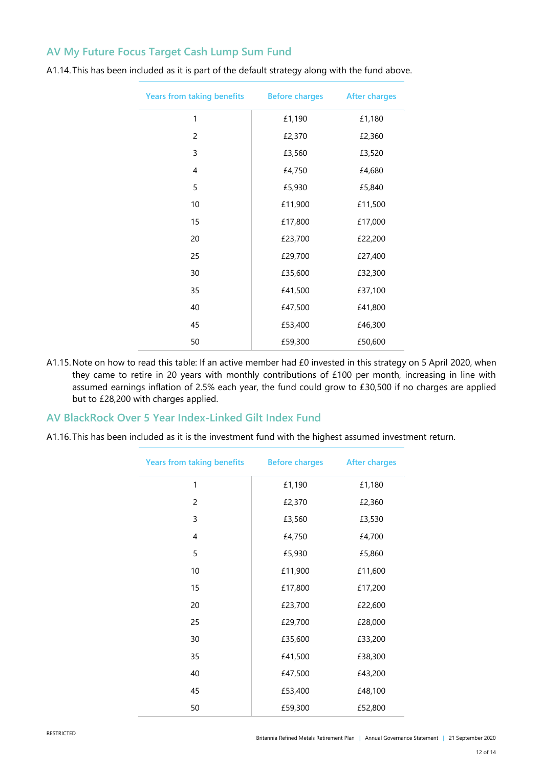## AV My Future Focus Target Cash Lump Sum Fund

A1.14. This has been included as it is part of the default strategy along with the fund above.

| Years from taking benefits | Before charges | After charges |
|---|---|---|
| 1 | £1,190 | £1,180 |
| 2 | £2,370 | £2,360 |
| 3 | £3,560 | £3,520 |
| 4 | £4,750 | £4,680 |
| 5 | £5,930 | £5,840 |
| 10 | £11,900 | £11,500 |
| 15 | £17,800 | £17,000 |
| 20 | £23,700 | £22,200 |
| 25 | £29,700 | £27,400 |
| 30 | £35,600 | £32,300 |
| 35 | £41,500 | £37,100 |
| 40 | £47,500 | £41,800 |
| 45 | £53,400 | £46,300 |
| 50 | £59,300 | £50,600 |

A1.15. Note on how to read this table: If an active member had £0 invested in this strategy on 5 April 2020, when they came to retire in 20 years with monthly contributions of £100 per month, increasing in line with assumed earnings inflation of 2.5% each year, the fund could grow to £30,500 if no charges are applied but to £28,200 with charges applied.

## AV BlackRock Over 5 Year Index-Linked Gilt Index Fund

A1.16. This has been included as it is the investment fund with the highest assumed investment return.

| Years from taking benefits | Before charges | After charges |
|---|---|---|
| 1 | £1,190 | £1,180 |
| 2 | £2,370 | £2,360 |
| 3 | £3,560 | £3,530 |
| 4 | £4,750 | £4,700 |
| 5 | £5,930 | £5,860 |
| 10 | £11,900 | £11,600 |
| 15 | £17,800 | £17,200 |
| 20 | £23,700 | £22,600 |
| 25 | £29,700 | £28,000 |
| 30 | £35,600 | £33,200 |
| 35 | £41,500 | £38,300 |
| 40 | £47,500 | £43,200 |
| 45 | £53,400 | £48,100 |
| 50 | £59,300 | £52,800 |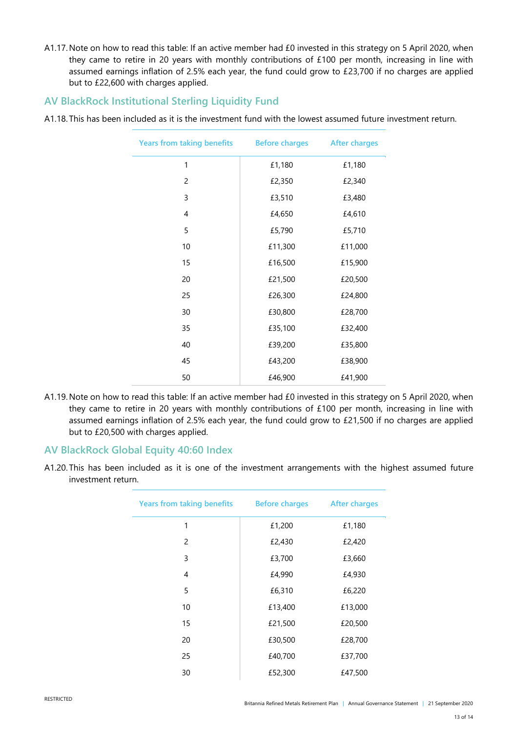A1.17. Note on how to read this table: If an active member had £0 invested in this strategy on 5 April 2020, when they came to retire in 20 years with monthly contributions of £100 per month, increasing in line with assumed earnings inflation of 2.5% each year, the fund could grow to £23,700 if no charges are applied but to £22,600 with charges applied.

## AV BlackRock Institutional Sterling Liquidity Fund

A1.18. This has been included as it is the investment fund with the lowest assumed future investment return.

| Years from taking benefits | Before charges | After charges |
|---|---|---|
| 1 | £1,180 | £1,180 |
| 2 | £2,350 | £2,340 |
| 3 | £3,510 | £3,480 |
| 4 | £4,650 | £4,610 |
| 5 | £5,790 | £5,710 |
| 10 | £11,300 | £11,000 |
| 15 | £16,500 | £15,900 |
| 20 | £21,500 | £20,500 |
| 25 | £26,300 | £24,800 |
| 30 | £30,800 | £28,700 |
| 35 | £35,100 | £32,400 |
| 40 | £39,200 | £35,800 |
| 45 | £43,200 | £38,900 |
| 50 | £46,900 | £41,900 |

A1.19. Note on how to read this table: If an active member had £0 invested in this strategy on 5 April 2020, when they came to retire in 20 years with monthly contributions of £100 per month, increasing in line with assumed earnings inflation of 2.5% each year, the fund could grow to £21,500 if no charges are applied but to £20,500 with charges applied.

## AV BlackRock Global Equity 40:60 Index

A1.20. This has been included as it is one of the investment arrangements with the highest assumed future investment return.

| Years from taking benefits | Before charges | After charges |
|---|---|---|
| 1 | £1,200 | £1,180 |
| 2 | £2,430 | £2,420 |
| 3 | £3,700 | £3,660 |
| 4 | £4,990 | £4,930 |
| 5 | £6,310 | £6,220 |
| 10 | £13,400 | £13,000 |
| 15 | £21,500 | £20,500 |
| 20 | £30,500 | £28,700 |
| 25 | £40,700 | £37,700 |
| 30 | £52,300 | £47,500 |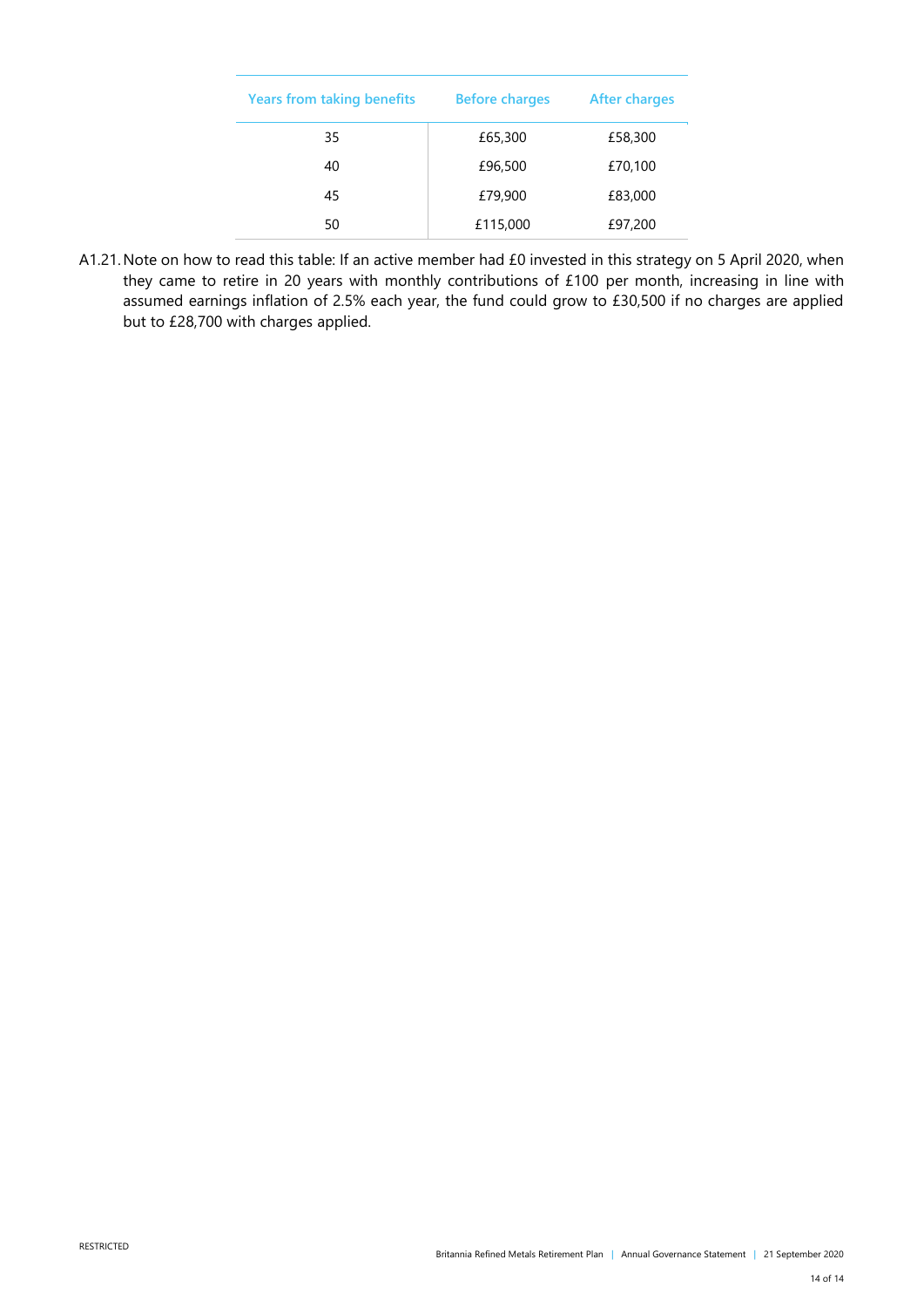| Years from taking benefits | Before charges | After charges |
|---|---|---|
| 35 | £65,300 | £58,300 |
| 40 | £96,500 | £70,100 |
| 45 | £79,900 | £83,000 |
| 50 | £115,000 | £97,200 |

A1.21. Note on how to read this table: If an active member had £0 invested in this strategy on 5 April 2020, when they came to retire in 20 years with monthly contributions of £100 per month, increasing in line with assumed earnings inflation of 2.5% each year, the fund could grow to £30,500 if no charges are applied but to £28,700 with charges applied.